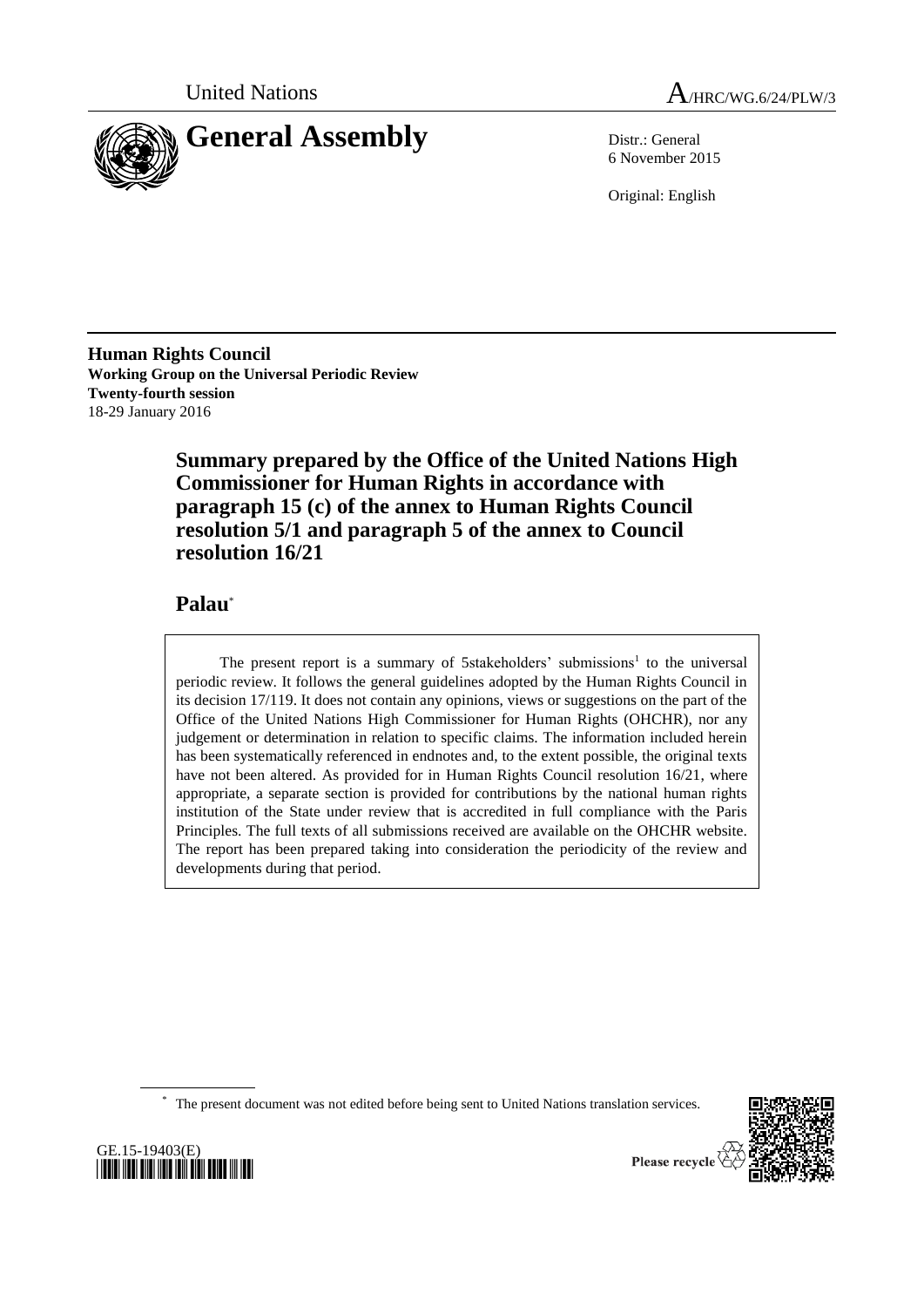United Nations

A/HRC/WG.6/24/PLW/3

# General Assembly

Distr.: General
6 November 2015

Original: English

**Human Rights Council**
**Working Group on the Universal Periodic Review**
**Twenty-fourth session**
18-29 January 2016

## Summary prepared by the Office of the United Nations High Commissioner for Human Rights in accordance with paragraph 15 (c) of the annex to Human Rights Council resolution 5/1 and paragraph 5 of the annex to Council resolution 16/21

## Palau*

The present report is a summary of 5stakeholders' submissions[1] to the universal periodic review. It follows the general guidelines adopted by the Human Rights Council in its decision 17/119. It does not contain any opinions, views or suggestions on the part of the Office of the United Nations High Commissioner for Human Rights (OHCHR), nor any judgement or determination in relation to specific claims. The information included herein has been systematically referenced in endnotes and, to the extent possible, the original texts have not been altered. As provided for in Human Rights Council resolution 16/21, where appropriate, a separate section is provided for contributions by the national human rights institution of the State under review that is accredited in full compliance with the Paris Principles. The full texts of all submissions received are available on the OHCHR website. The report has been prepared taking into consideration the periodicity of the review and developments during that period.

\* The present document was not edited before being sent to United Nations translation services.

GE.15-19403(E)

Please recycle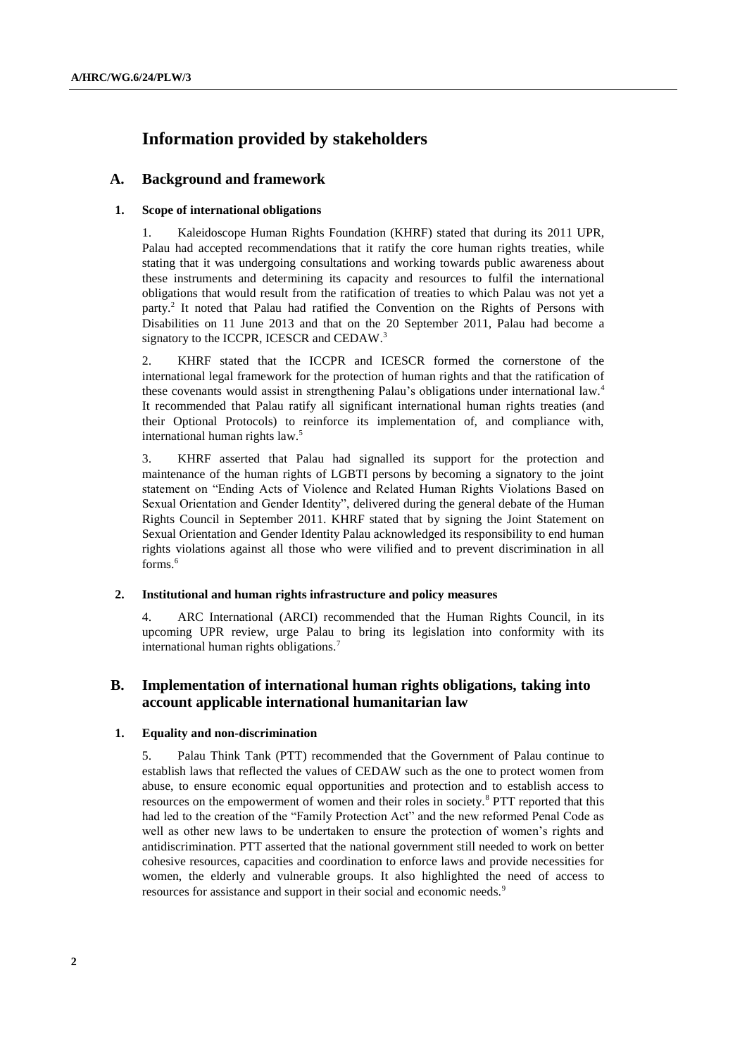# Information provided by stakeholders

## A. Background and framework

### 1. Scope of international obligations

1. Kaleidoscope Human Rights Foundation (KHRF) stated that during its 2011 UPR, Palau had accepted recommendations that it ratify the core human rights treaties, while stating that it was undergoing consultations and working towards public awareness about these instruments and determining its capacity and resources to fulfil the international obligations that would result from the ratification of treaties to which Palau was not yet a party.[2] It noted that Palau had ratified the Convention on the Rights of Persons with Disabilities on 11 June 2013 and that on the 20 September 2011, Palau had become a signatory to the ICCPR, ICESCR and CEDAW.[3]

2. KHRF stated that the ICCPR and ICESCR formed the cornerstone of the international legal framework for the protection of human rights and that the ratification of these covenants would assist in strengthening Palau's obligations under international law.[4] It recommended that Palau ratify all significant international human rights treaties (and their Optional Protocols) to reinforce its implementation of, and compliance with, international human rights law.[5]

3. KHRF asserted that Palau had signalled its support for the protection and maintenance of the human rights of LGBTI persons by becoming a signatory to the joint statement on "Ending Acts of Violence and Related Human Rights Violations Based on Sexual Orientation and Gender Identity", delivered during the general debate of the Human Rights Council in September 2011. KHRF stated that by signing the Joint Statement on Sexual Orientation and Gender Identity Palau acknowledged its responsibility to end human rights violations against all those who were vilified and to prevent discrimination in all forms.[6]

### 2. Institutional and human rights infrastructure and policy measures

4. ARC International (ARCI) recommended that the Human Rights Council, in its upcoming UPR review, urge Palau to bring its legislation into conformity with its international human rights obligations.[7]

## B. Implementation of international human rights obligations, taking into account applicable international humanitarian law

### 1. Equality and non-discrimination

5. Palau Think Tank (PTT) recommended that the Government of Palau continue to establish laws that reflected the values of CEDAW such as the one to protect women from abuse, to ensure economic equal opportunities and protection and to establish access to resources on the empowerment of women and their roles in society.[8] PTT reported that this had led to the creation of the "Family Protection Act" and the new reformed Penal Code as well as other new laws to be undertaken to ensure the protection of women's rights and antidiscrimination. PTT asserted that the national government still needed to work on better cohesive resources, capacities and coordination to enforce laws and provide necessities for women, the elderly and vulnerable groups. It also highlighted the need of access to resources for assistance and support in their social and economic needs.[9]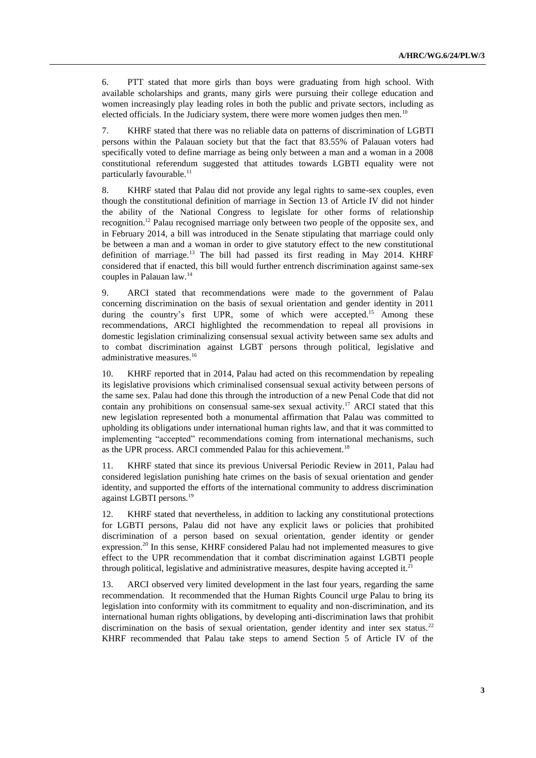6. PTT stated that more girls than boys were graduating from high school. With available scholarships and grants, many girls were pursuing their college education and women increasingly play leading roles in both the public and private sectors, including as elected officials. In the Judiciary system, there were more women judges then men.[10]

7. KHRF stated that there was no reliable data on patterns of discrimination of LGBTI persons within the Palauan society but that the fact that 83.55% of Palauan voters had specifically voted to define marriage as being only between a man and a woman in a 2008 constitutional referendum suggested that attitudes towards LGBTI equality were not particularly favourable.[11]

8. KHRF stated that Palau did not provide any legal rights to same-sex couples, even though the constitutional definition of marriage in Section 13 of Article IV did not hinder the ability of the National Congress to legislate for other forms of relationship recognition.[12] Palau recognised marriage only between two people of the opposite sex, and in February 2014, a bill was introduced in the Senate stipulating that marriage could only be between a man and a woman in order to give statutory effect to the new constitutional definition of marriage.[13] The bill had passed its first reading in May 2014. KHRF considered that if enacted, this bill would further entrench discrimination against same-sex couples in Palauan law.[14]

9. ARCI stated that recommendations were made to the government of Palau concerning discrimination on the basis of sexual orientation and gender identity in 2011 during the country's first UPR, some of which were accepted.[15] Among these recommendations, ARCI highlighted the recommendation to repeal all provisions in domestic legislation criminalizing consensual sexual activity between same sex adults and to combat discrimination against LGBT persons through political, legislative and administrative measures.[16]

10. KHRF reported that in 2014, Palau had acted on this recommendation by repealing its legislative provisions which criminalised consensual sexual activity between persons of the same sex. Palau had done this through the introduction of a new Penal Code that did not contain any prohibitions on consensual same-sex sexual activity.[17] ARCI stated that this new legislation represented both a monumental affirmation that Palau was committed to upholding its obligations under international human rights law, and that it was committed to implementing "accepted" recommendations coming from international mechanisms, such as the UPR process. ARCI commended Palau for this achievement.[18]

11. KHRF stated that since its previous Universal Periodic Review in 2011, Palau had considered legislation punishing hate crimes on the basis of sexual orientation and gender identity, and supported the efforts of the international community to address discrimination against LGBTI persons.[19]

12. KHRF stated that nevertheless, in addition to lacking any constitutional protections for LGBTI persons, Palau did not have any explicit laws or policies that prohibited discrimination of a person based on sexual orientation, gender identity or gender expression.[20] In this sense, KHRF considered Palau had not implemented measures to give effect to the UPR recommendation that it combat discrimination against LGBTI people through political, legislative and administrative measures, despite having accepted it.[21]

13. ARCI observed very limited development in the last four years, regarding the same recommendation. It recommended that the Human Rights Council urge Palau to bring its legislation into conformity with its commitment to equality and non-discrimination, and its international human rights obligations, by developing anti-discrimination laws that prohibit discrimination on the basis of sexual orientation, gender identity and inter sex status.[22] KHRF recommended that Palau take steps to amend Section 5 of Article IV of the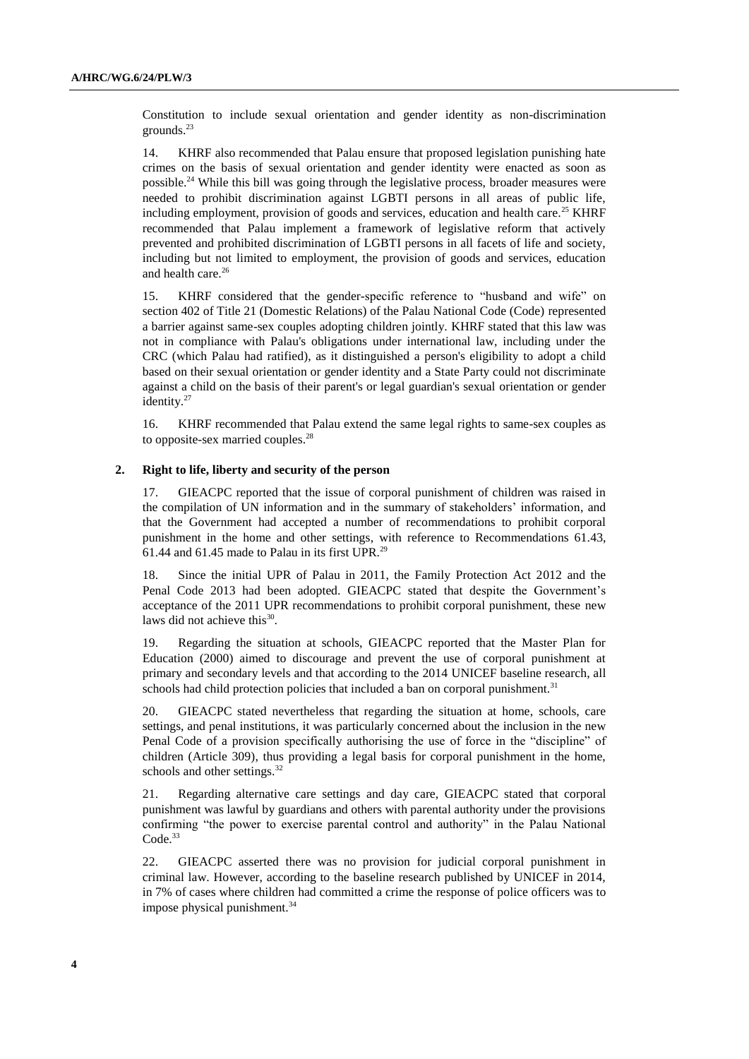Constitution to include sexual orientation and gender identity as non-discrimination grounds.[23]

14. KHRF also recommended that Palau ensure that proposed legislation punishing hate crimes on the basis of sexual orientation and gender identity were enacted as soon as possible.[24] While this bill was going through the legislative process, broader measures were needed to prohibit discrimination against LGBTI persons in all areas of public life, including employment, provision of goods and services, education and health care.[25] KHRF recommended that Palau implement a framework of legislative reform that actively prevented and prohibited discrimination of LGBTI persons in all facets of life and society, including but not limited to employment, the provision of goods and services, education and health care.[26]

15. KHRF considered that the gender-specific reference to "husband and wife" on section 402 of Title 21 (Domestic Relations) of the Palau National Code (Code) represented a barrier against same-sex couples adopting children jointly. KHRF stated that this law was not in compliance with Palau's obligations under international law, including under the CRC (which Palau had ratified), as it distinguished a person's eligibility to adopt a child based on their sexual orientation or gender identity and a State Party could not discriminate against a child on the basis of their parent's or legal guardian's sexual orientation or gender identity.[27]

16. KHRF recommended that Palau extend the same legal rights to same-sex couples as to opposite-sex married couples.[28]

### 2. Right to life, liberty and security of the person

17. GIEACPC reported that the issue of corporal punishment of children was raised in the compilation of UN information and in the summary of stakeholders' information, and that the Government had accepted a number of recommendations to prohibit corporal punishment in the home and other settings, with reference to Recommendations 61.43, 61.44 and 61.45 made to Palau in its first UPR.[29]

18. Since the initial UPR of Palau in 2011, the Family Protection Act 2012 and the Penal Code 2013 had been adopted. GIEACPC stated that despite the Government's acceptance of the 2011 UPR recommendations to prohibit corporal punishment, these new laws did not achieve this[30].

19. Regarding the situation at schools, GIEACPC reported that the Master Plan for Education (2000) aimed to discourage and prevent the use of corporal punishment at primary and secondary levels and that according to the 2014 UNICEF baseline research, all schools had child protection policies that included a ban on corporal punishment.[31]

20. GIEACPC stated nevertheless that regarding the situation at home, schools, care settings, and penal institutions, it was particularly concerned about the inclusion in the new Penal Code of a provision specifically authorising the use of force in the "discipline" of children (Article 309), thus providing a legal basis for corporal punishment in the home, schools and other settings.[32]

21. Regarding alternative care settings and day care, GIEACPC stated that corporal punishment was lawful by guardians and others with parental authority under the provisions confirming "the power to exercise parental control and authority" in the Palau National Code.[33]

22. GIEACPC asserted there was no provision for judicial corporal punishment in criminal law. However, according to the baseline research published by UNICEF in 2014, in 7% of cases where children had committed a crime the response of police officers was to impose physical punishment.[34]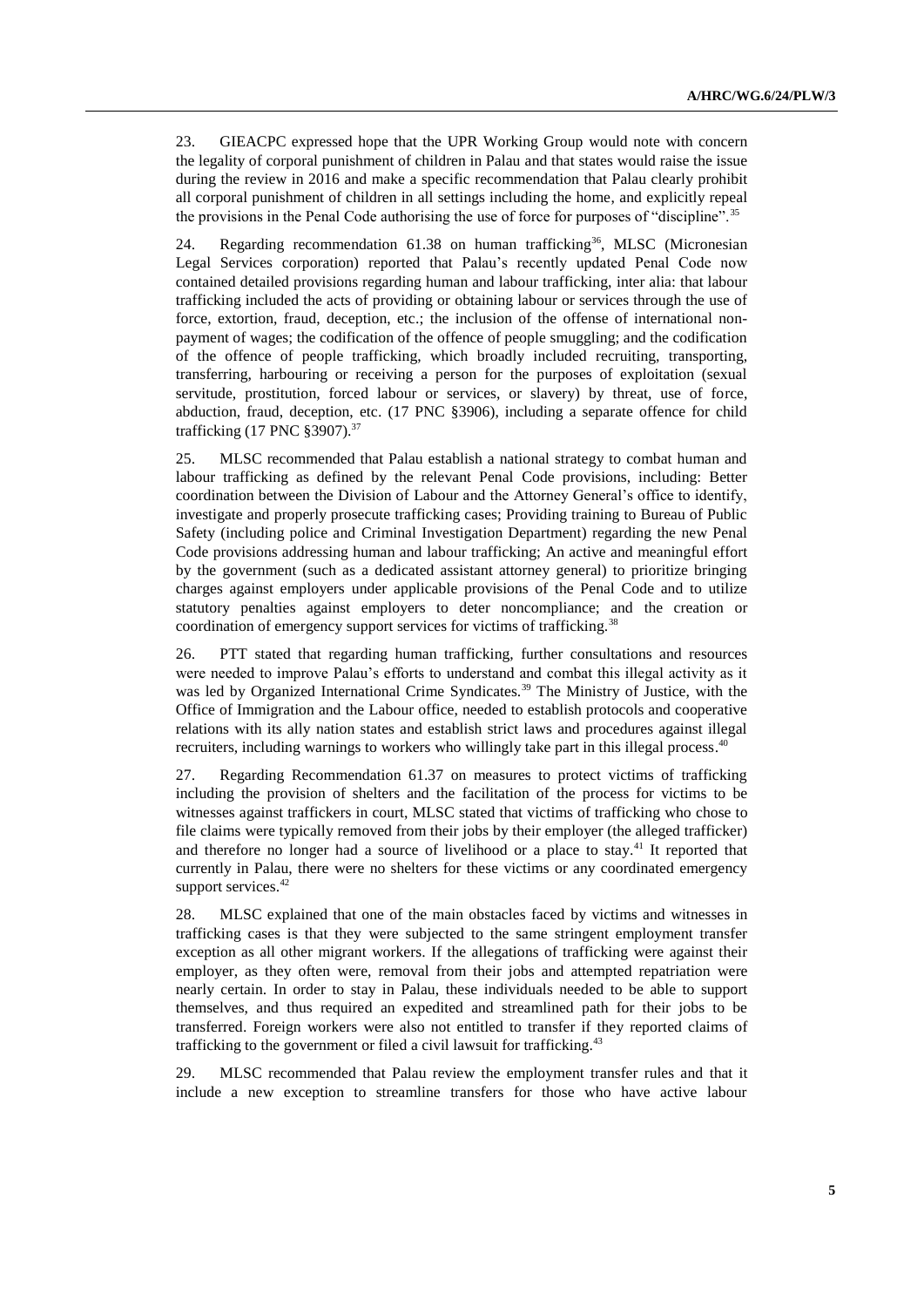23. GIEACPC expressed hope that the UPR Working Group would note with concern the legality of corporal punishment of children in Palau and that states would raise the issue during the review in 2016 and make a specific recommendation that Palau clearly prohibit all corporal punishment of children in all settings including the home, and explicitly repeal the provisions in the Penal Code authorising the use of force for purposes of "discipline".[35]

24. Regarding recommendation 61.38 on human trafficking[36], MLSC (Micronesian Legal Services corporation) reported that Palau's recently updated Penal Code now contained detailed provisions regarding human and labour trafficking, inter alia: that labour trafficking included the acts of providing or obtaining labour or services through the use of force, extortion, fraud, deception, etc.; the inclusion of the offense of international non-payment of wages; the codification of the offence of people smuggling; and the codification of the offence of people trafficking, which broadly included recruiting, transporting, transferring, harbouring or receiving a person for the purposes of exploitation (sexual servitude, prostitution, forced labour or services, or slavery) by threat, use of force, abduction, fraud, deception, etc. (17 PNC §3906), including a separate offence for child trafficking (17 PNC §3907).[37]

25. MLSC recommended that Palau establish a national strategy to combat human and labour trafficking as defined by the relevant Penal Code provisions, including: Better coordination between the Division of Labour and the Attorney General's office to identify, investigate and properly prosecute trafficking cases; Providing training to Bureau of Public Safety (including police and Criminal Investigation Department) regarding the new Penal Code provisions addressing human and labour trafficking; An active and meaningful effort by the government (such as a dedicated assistant attorney general) to prioritize bringing charges against employers under applicable provisions of the Penal Code and to utilize statutory penalties against employers to deter noncompliance; and the creation or coordination of emergency support services for victims of trafficking.[38]

26. PTT stated that regarding human trafficking, further consultations and resources were needed to improve Palau's efforts to understand and combat this illegal activity as it was led by Organized International Crime Syndicates.[39] The Ministry of Justice, with the Office of Immigration and the Labour office, needed to establish protocols and cooperative relations with its ally nation states and establish strict laws and procedures against illegal recruiters, including warnings to workers who willingly take part in this illegal process.[40]

27. Regarding Recommendation 61.37 on measures to protect victims of trafficking including the provision of shelters and the facilitation of the process for victims to be witnesses against traffickers in court, MLSC stated that victims of trafficking who chose to file claims were typically removed from their jobs by their employer (the alleged trafficker) and therefore no longer had a source of livelihood or a place to stay.[41] It reported that currently in Palau, there were no shelters for these victims or any coordinated emergency support services.[42]

28. MLSC explained that one of the main obstacles faced by victims and witnesses in trafficking cases is that they were subjected to the same stringent employment transfer exception as all other migrant workers. If the allegations of trafficking were against their employer, as they often were, removal from their jobs and attempted repatriation were nearly certain. In order to stay in Palau, these individuals needed to be able to support themselves, and thus required an expedited and streamlined path for their jobs to be transferred. Foreign workers were also not entitled to transfer if they reported claims of trafficking to the government or filed a civil lawsuit for trafficking.[43]

29. MLSC recommended that Palau review the employment transfer rules and that it include a new exception to streamline transfers for those who have active labour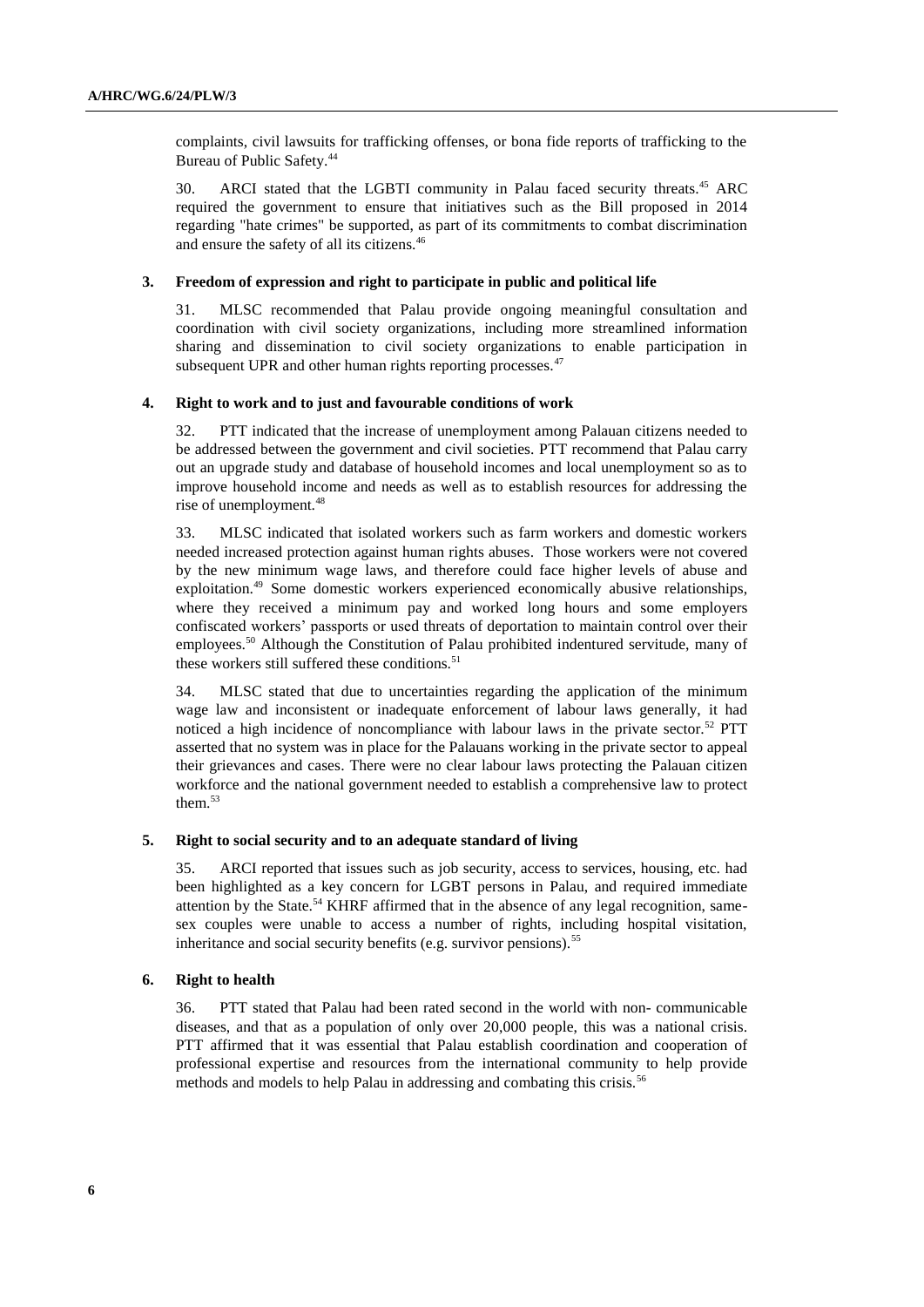complaints, civil lawsuits for trafficking offenses, or bona fide reports of trafficking to the Bureau of Public Safety.[44]

30. ARCI stated that the LGBTI community in Palau faced security threats.[45] ARC required the government to ensure that initiatives such as the Bill proposed in 2014 regarding "hate crimes" be supported, as part of its commitments to combat discrimination and ensure the safety of all its citizens.[46]

### 3. Freedom of expression and right to participate in public and political life

31. MLSC recommended that Palau provide ongoing meaningful consultation and coordination with civil society organizations, including more streamlined information sharing and dissemination to civil society organizations to enable participation in subsequent UPR and other human rights reporting processes.[47]

### 4. Right to work and to just and favourable conditions of work

32. PTT indicated that the increase of unemployment among Palauan citizens needed to be addressed between the government and civil societies. PTT recommend that Palau carry out an upgrade study and database of household incomes and local unemployment so as to improve household income and needs as well as to establish resources for addressing the rise of unemployment.[48]

33. MLSC indicated that isolated workers such as farm workers and domestic workers needed increased protection against human rights abuses. Those workers were not covered by the new minimum wage laws, and therefore could face higher levels of abuse and exploitation.[49] Some domestic workers experienced economically abusive relationships, where they received a minimum pay and worked long hours and some employers confiscated workers' passports or used threats of deportation to maintain control over their employees.[50] Although the Constitution of Palau prohibited indentured servitude, many of these workers still suffered these conditions.[51]

34. MLSC stated that due to uncertainties regarding the application of the minimum wage law and inconsistent or inadequate enforcement of labour laws generally, it had noticed a high incidence of noncompliance with labour laws in the private sector.[52] PTT asserted that no system was in place for the Palauans working in the private sector to appeal their grievances and cases. There were no clear labour laws protecting the Palauan citizen workforce and the national government needed to establish a comprehensive law to protect them.[53]

### 5. Right to social security and to an adequate standard of living

35. ARCI reported that issues such as job security, access to services, housing, etc. had been highlighted as a key concern for LGBT persons in Palau, and required immediate attention by the State.[54] KHRF affirmed that in the absence of any legal recognition, same-sex couples were unable to access a number of rights, including hospital visitation, inheritance and social security benefits (e.g. survivor pensions).[55]

### 6. Right to health

36. PTT stated that Palau had been rated second in the world with non- communicable diseases, and that as a population of only over 20,000 people, this was a national crisis. PTT affirmed that it was essential that Palau establish coordination and cooperation of professional expertise and resources from the international community to help provide methods and models to help Palau in addressing and combating this crisis.[56]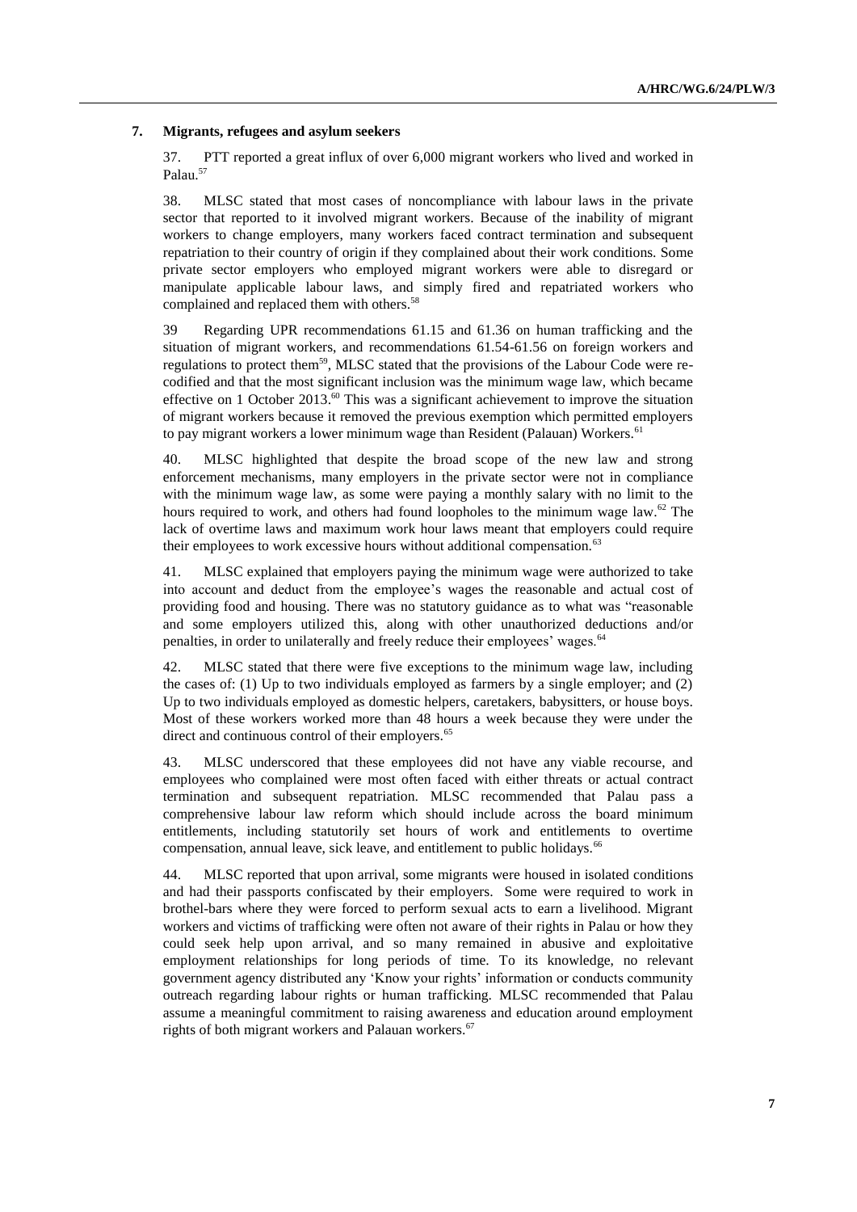### 7. Migrants, refugees and asylum seekers

37. PTT reported a great influx of over 6,000 migrant workers who lived and worked in Palau.[57]

38. MLSC stated that most cases of noncompliance with labour laws in the private sector that reported to it involved migrant workers. Because of the inability of migrant workers to change employers, many workers faced contract termination and subsequent repatriation to their country of origin if they complained about their work conditions. Some private sector employers who employed migrant workers were able to disregard or manipulate applicable labour laws, and simply fired and repatriated workers who complained and replaced them with others.[58]

39 Regarding UPR recommendations 61.15 and 61.36 on human trafficking and the situation of migrant workers, and recommendations 61.54-61.56 on foreign workers and regulations to protect them[59], MLSC stated that the provisions of the Labour Code were re-codified and that the most significant inclusion was the minimum wage law, which became effective on 1 October 2013.[60] This was a significant achievement to improve the situation of migrant workers because it removed the previous exemption which permitted employers to pay migrant workers a lower minimum wage than Resident (Palauan) Workers.[61]

40. MLSC highlighted that despite the broad scope of the new law and strong enforcement mechanisms, many employers in the private sector were not in compliance with the minimum wage law, as some were paying a monthly salary with no limit to the hours required to work, and others had found loopholes to the minimum wage law.[62] The lack of overtime laws and maximum work hour laws meant that employers could require their employees to work excessive hours without additional compensation.[63]

41. MLSC explained that employers paying the minimum wage were authorized to take into account and deduct from the employee's wages the reasonable and actual cost of providing food and housing. There was no statutory guidance as to what was "reasonable and some employers utilized this, along with other unauthorized deductions and/or penalties, in order to unilaterally and freely reduce their employees' wages.[64]

42. MLSC stated that there were five exceptions to the minimum wage law, including the cases of: (1) Up to two individuals employed as farmers by a single employer; and (2) Up to two individuals employed as domestic helpers, caretakers, babysitters, or house boys. Most of these workers worked more than 48 hours a week because they were under the direct and continuous control of their employers.[65]

43. MLSC underscored that these employees did not have any viable recourse, and employees who complained were most often faced with either threats or actual contract termination and subsequent repatriation. MLSC recommended that Palau pass a comprehensive labour law reform which should include across the board minimum entitlements, including statutorily set hours of work and entitlements to overtime compensation, annual leave, sick leave, and entitlement to public holidays.[66]

44. MLSC reported that upon arrival, some migrants were housed in isolated conditions and had their passports confiscated by their employers. Some were required to work in brothel-bars where they were forced to perform sexual acts to earn a livelihood. Migrant workers and victims of trafficking were often not aware of their rights in Palau or how they could seek help upon arrival, and so many remained in abusive and exploitative employment relationships for long periods of time. To its knowledge, no relevant government agency distributed any 'Know your rights' information or conducts community outreach regarding labour rights or human trafficking. MLSC recommended that Palau assume a meaningful commitment to raising awareness and education around employment rights of both migrant workers and Palauan workers.[67]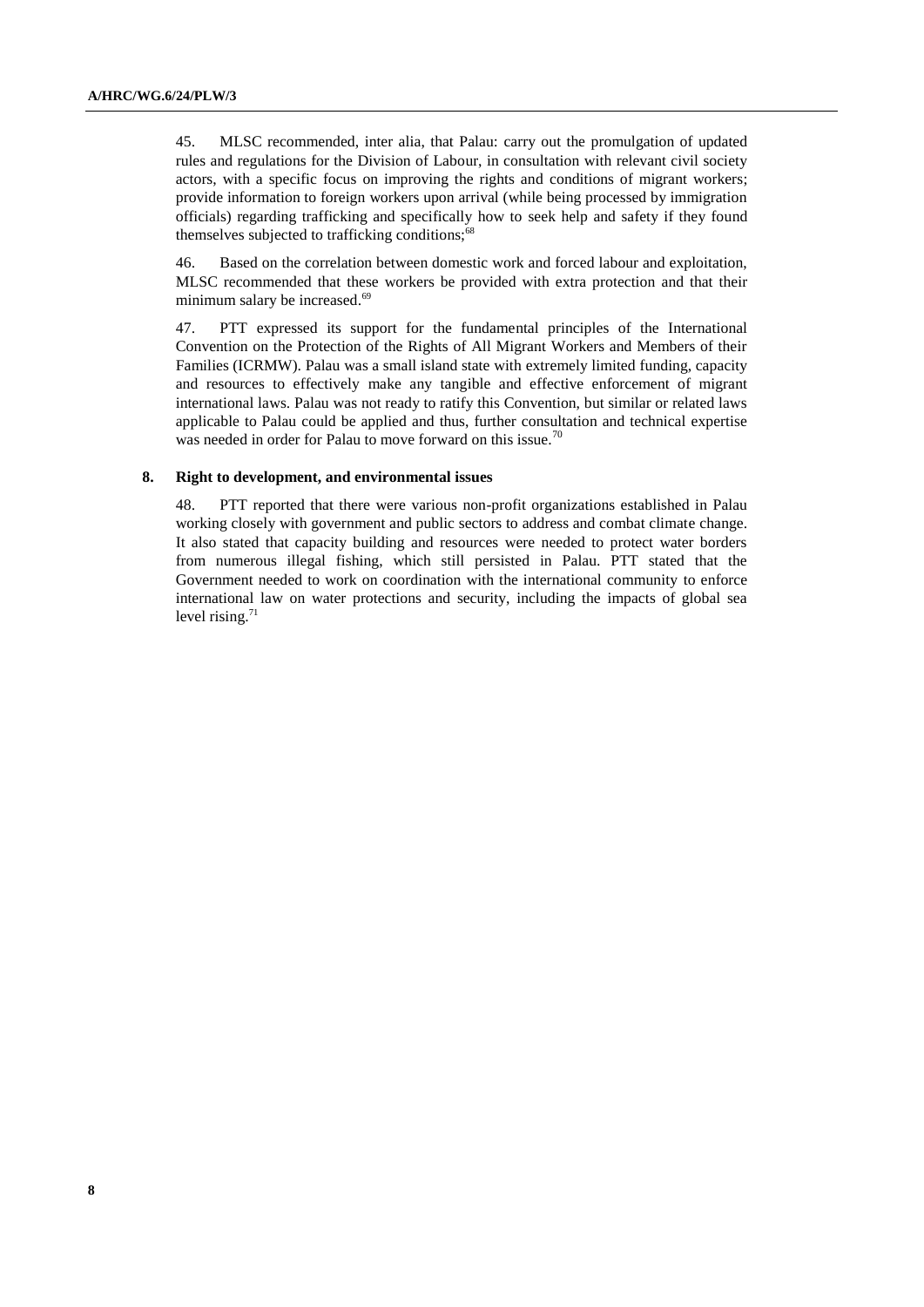45. MLSC recommended, inter alia, that Palau: carry out the promulgation of updated rules and regulations for the Division of Labour, in consultation with relevant civil society actors, with a specific focus on improving the rights and conditions of migrant workers; provide information to foreign workers upon arrival (while being processed by immigration officials) regarding trafficking and specifically how to seek help and safety if they found themselves subjected to trafficking conditions;[68]

46. Based on the correlation between domestic work and forced labour and exploitation, MLSC recommended that these workers be provided with extra protection and that their minimum salary be increased.[69]

47. PTT expressed its support for the fundamental principles of the International Convention on the Protection of the Rights of All Migrant Workers and Members of their Families (ICRMW). Palau was a small island state with extremely limited funding, capacity and resources to effectively make any tangible and effective enforcement of migrant international laws. Palau was not ready to ratify this Convention, but similar or related laws applicable to Palau could be applied and thus, further consultation and technical expertise was needed in order for Palau to move forward on this issue.[70]

### 8. Right to development, and environmental issues

48. PTT reported that there were various non-profit organizations established in Palau working closely with government and public sectors to address and combat climate change. It also stated that capacity building and resources were needed to protect water borders from numerous illegal fishing, which still persisted in Palau. PTT stated that the Government needed to work on coordination with the international community to enforce international law on water protections and security, including the impacts of global sea level rising.[71]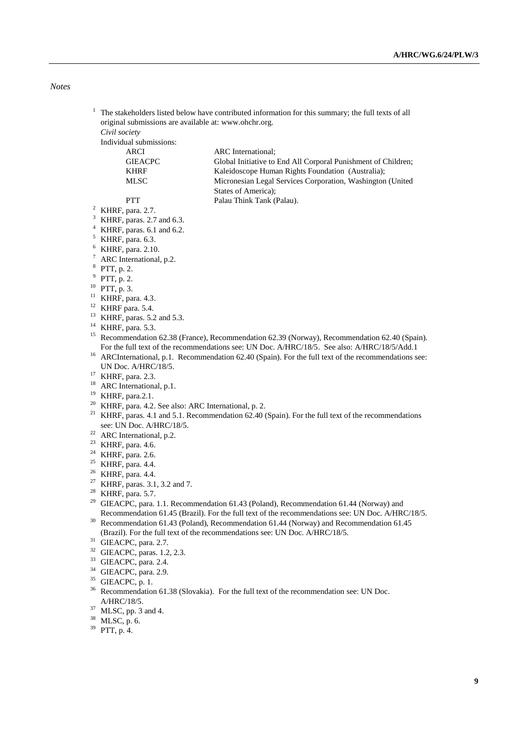*Notes*

1 The stakeholders listed below have contributed information for this summary; the full texts of all original submissions are available at: www.ohchr.org.
*Civil society*
Individual submissions:

| | |
|---|---|
| ARCI | ARC International; |
| GIEACPC | Global Initiative to End All Corporal Punishment of Children; |
| KHRF | Kaleidoscope Human Rights Foundation (Australia); |
| MLSC | Micronesian Legal Services Corporation, Washington (United States of America); |
| PTT | Palau Think Tank (Palau). |

2 KHRF, para. 2.7.
3 KHRF, paras. 2.7 and 6.3.
4 KHRF, paras. 6.1 and 6.2.
5 KHRF, para. 6.3.
6 KHRF, para. 2.10.
7 ARC International, p.2.
8 PTT, p. 2.
9 PTT, p. 2.
10 PTT, p. 3.
11 KHRF, para. 4.3.
12 KHRF para. 5.4.
13 KHRF, paras. 5.2 and 5.3.
14 KHRF, para. 5.3.
15 Recommendation 62.38 (France), Recommendation 62.39 (Norway), Recommendation 62.40 (Spain). For the full text of the recommendations see: UN Doc. A/HRC/18/5. See also: A/HRC/18/5/Add.1
16 ARCInternational, p.1. Recommendation 62.40 (Spain). For the full text of the recommendations see: UN Doc. A/HRC/18/5.
17 KHRF, para. 2.3.
18 ARC International, p.1.
19 KHRF, para.2.1.
20 KHRF, para. 4.2. See also: ARC International, p. 2.
21 KHRF, paras. 4.1 and 5.1. Recommendation 62.40 (Spain). For the full text of the recommendations see: UN Doc. A/HRC/18/5.
22 ARC International, p.2.
23 KHRF, para. 4.6.
24 KHRF, para. 2.6.
25 KHRF, para. 4.4.
26 KHRF, para. 4.4.
27 KHRF, paras. 3.1, 3.2 and 7.
28 KHRF, para. 5.7.
29 GIEACPC, para. 1.1. Recommendation 61.43 (Poland), Recommendation 61.44 (Norway) and Recommendation 61.45 (Brazil). For the full text of the recommendations see: UN Doc. A/HRC/18/5.
30 Recommendation 61.43 (Poland), Recommendation 61.44 (Norway) and Recommendation 61.45 (Brazil). For the full text of the recommendations see: UN Doc. A/HRC/18/5.
31 GIEACPC, para. 2.7.
32 GIEACPC, paras. 1.2, 2.3.
33 GIEACPC, para. 2.4.
34 GIEACPC, para. 2.9.
35 GIEACPC, p. 1.
36 Recommendation 61.38 (Slovakia). For the full text of the recommendation see: UN Doc. A/HRC/18/5.
37 MLSC, pp. 3 and 4.
38 MLSC, p. 6.
39 PTT, p. 4.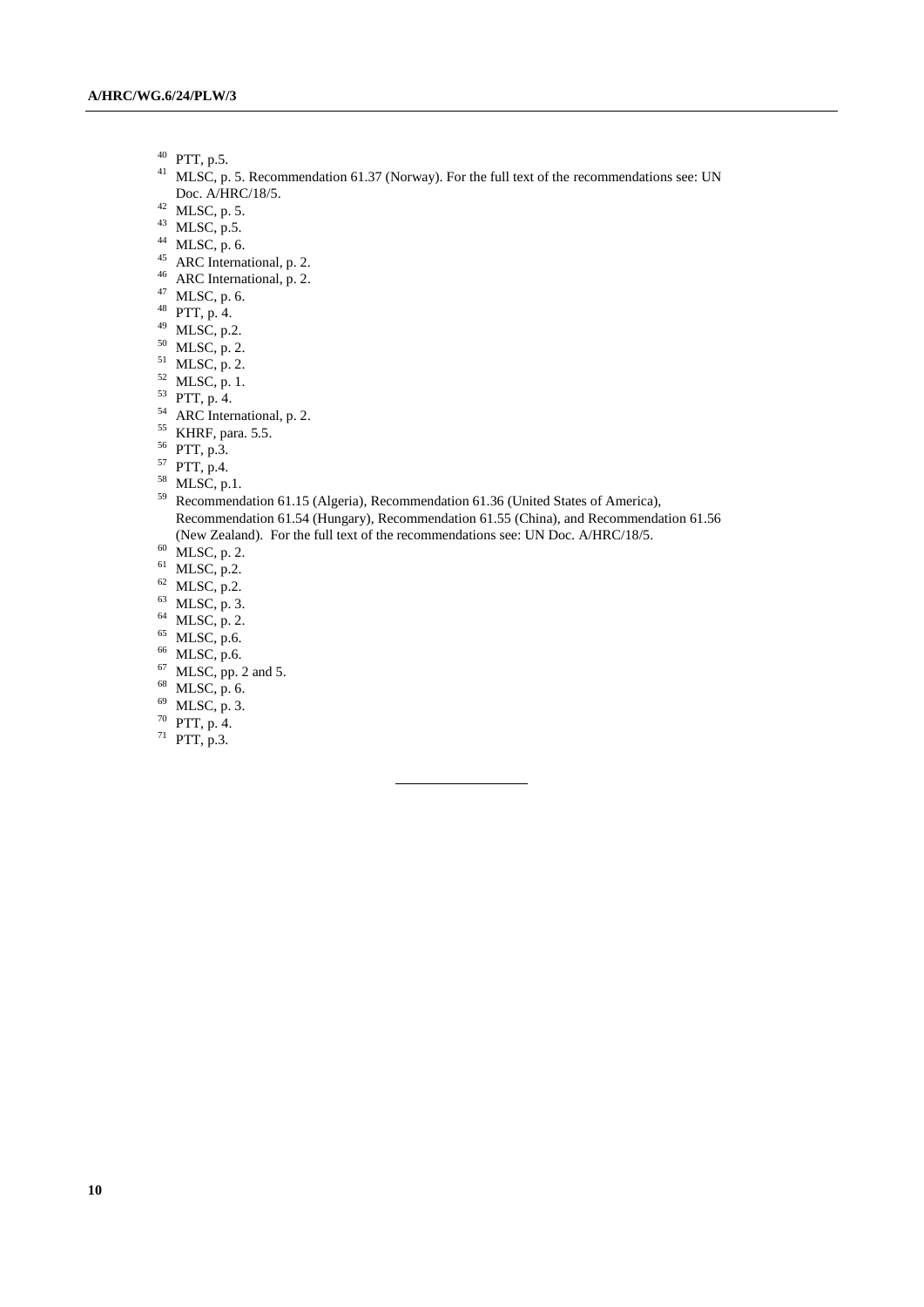[40] PTT, p.5.
[41] MLSC, p. 5. Recommendation 61.37 (Norway). For the full text of the recommendations see: UN Doc. A/HRC/18/5.
[42] MLSC, p. 5.
[43] MLSC, p.5.
[44] MLSC, p. 6.
[45] ARC International, p. 2.
[46] ARC International, p. 2.
[47] MLSC, p. 6.
[48] PTT, p. 4.
[49] MLSC, p.2.
[50] MLSC, p. 2.
[51] MLSC, p. 2.
[52] MLSC, p. 1.
[53] PTT, p. 4.
[54] ARC International, p. 2.
[55] KHRF, para. 5.5.
[56] PTT, p.3.
[57] PTT, p.4.
[58] MLSC, p.1.
[59] Recommendation 61.15 (Algeria), Recommendation 61.36 (United States of America), Recommendation 61.54 (Hungary), Recommendation 61.55 (China), and Recommendation 61.56 (New Zealand). For the full text of the recommendations see: UN Doc. A/HRC/18/5.
[60] MLSC, p. 2.
[61] MLSC, p.2.
[62] MLSC, p.2.
[63] MLSC, p. 3.
[64] MLSC, p. 2.
[65] MLSC, p.6.
[66] MLSC, p.6.
[67] MLSC, pp. 2 and 5.
[68] MLSC, p. 6.
[69] MLSC, p. 3.
[70] PTT, p. 4.
[71] PTT, p.3.